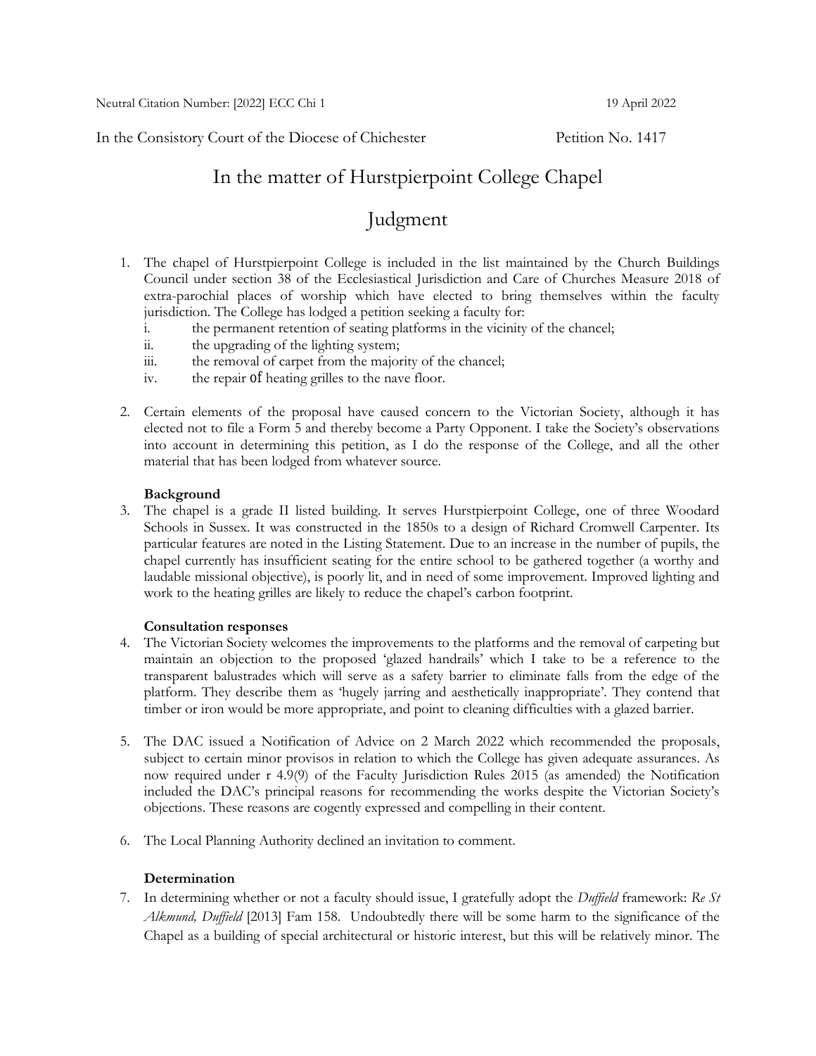Neutral Citation Number: [2022] ECC Chi 1 19 April 2022

In the Consistory Court of the Diocese of Chichester Petition No. 1417

# In the matter of Hurstpierpoint College Chapel

# Judgment

1. The chapel of Hurstpierpoint College is included in the list maintained by the Church Buildings Council under section 38 of the Ecclesiastical Jurisdiction and Care of Churches Measure 2018 of extra-parochial places of worship which have elected to bring themselves within the faculty jurisdiction. The College has lodged a petition seeking a faculty for:
   i. the permanent retention of seating platforms in the vicinity of the chancel;
   ii. the upgrading of the lighting system;
   iii. the removal of carpet from the majority of the chancel;
   iv. the repair of heating grilles to the nave floor.

2. Certain elements of the proposal have caused concern to the Victorian Society, although it has elected not to file a Form 5 and thereby become a Party Opponent. I take the Society's observations into account in determining this petition, as I do the response of the College, and all the other material that has been lodged from whatever source.

**Background**

3. The chapel is a grade II listed building. It serves Hurstpierpoint College, one of three Woodard Schools in Sussex. It was constructed in the 1850s to a design of Richard Cromwell Carpenter. Its particular features are noted in the Listing Statement. Due to an increase in the number of pupils, the chapel currently has insufficient seating for the entire school to be gathered together (a worthy and laudable missional objective), is poorly lit, and in need of some improvement. Improved lighting and work to the heating grilles are likely to reduce the chapel's carbon footprint.

**Consultation responses**

4. The Victorian Society welcomes the improvements to the platforms and the removal of carpeting but maintain an objection to the proposed 'glazed handrails' which I take to be a reference to the transparent balustrades which will serve as a safety barrier to eliminate falls from the edge of the platform. They describe them as 'hugely jarring and aesthetically inappropriate'. They contend that timber or iron would be more appropriate, and point to cleaning difficulties with a glazed barrier.

5. The DAC issued a Notification of Advice on 2 March 2022 which recommended the proposals, subject to certain minor provisos in relation to which the College has given adequate assurances. As now required under r 4.9(9) of the Faculty Jurisdiction Rules 2015 (as amended) the Notification included the DAC's principal reasons for recommending the works despite the Victorian Society's objections. These reasons are cogently expressed and compelling in their content.

6. The Local Planning Authority declined an invitation to comment.

**Determination**

7. In determining whether or not a faculty should issue, I gratefully adopt the *Duffield* framework: *Re St Alkmund, Duffield* [2013] Fam 158. Undoubtedly there will be some harm to the significance of the Chapel as a building of special architectural or historic interest, but this will be relatively minor. The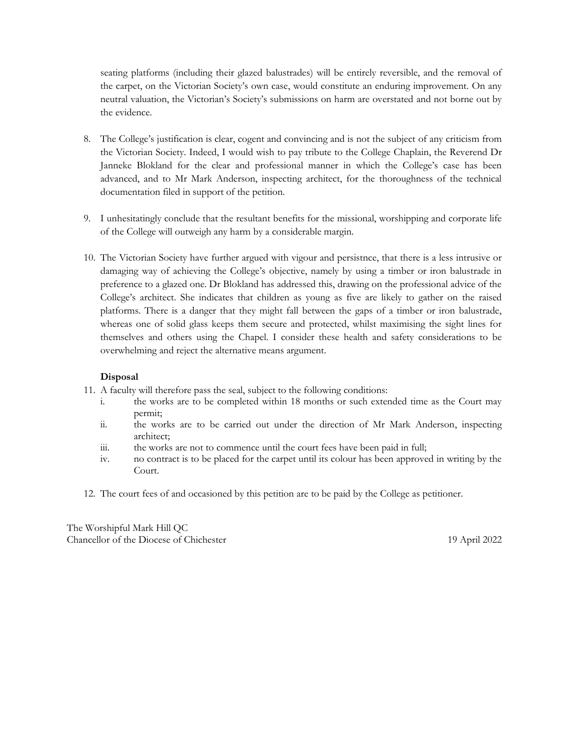seating platforms (including their glazed balustrades) will be entirely reversible, and the removal of the carpet, on the Victorian Society's own case, would constitute an enduring improvement. On any neutral valuation, the Victorian's Society's submissions on harm are overstated and not borne out by the evidence.

8. The College's justification is clear, cogent and convincing and is not the subject of any criticism from the Victorian Society. Indeed, I would wish to pay tribute to the College Chaplain, the Reverend Dr Janneke Blokland for the clear and professional manner in which the College's case has been advanced, and to Mr Mark Anderson, inspecting architect, for the thoroughness of the technical documentation filed in support of the petition.

9. I unhesitatingly conclude that the resultant benefits for the missional, worshipping and corporate life of the College will outweigh any harm by a considerable margin.

10. The Victorian Society have further argued with vigour and persistnce, that there is a less intrusive or damaging way of achieving the College's objective, namely by using a timber or iron balustrade in preference to a glazed one. Dr Blokland has addressed this, drawing on the professional advice of the College's architect. She indicates that children as young as five are likely to gather on the raised platforms. There is a danger that they might fall between the gaps of a timber or iron balustrade, whereas one of solid glass keeps them secure and protected, whilst maximising the sight lines for themselves and others using the Chapel. I consider these health and safety considerations to be overwhelming and reject the alternative means argument.

**Disposal**

11. A faculty will therefore pass the seal, subject to the following conditions:
    i. the works are to be completed within 18 months or such extended time as the Court may permit;
    ii. the works are to be carried out under the direction of Mr Mark Anderson, inspecting architect;
    iii. the works are not to commence until the court fees have been paid in full;
    iv. no contract is to be placed for the carpet until its colour has been approved in writing by the Court.

12. The court fees of and occasioned by this petition are to be paid by the College as petitioner.

The Worshipful Mark Hill QC
Chancellor of the Diocese of Chichester

19 April 2022